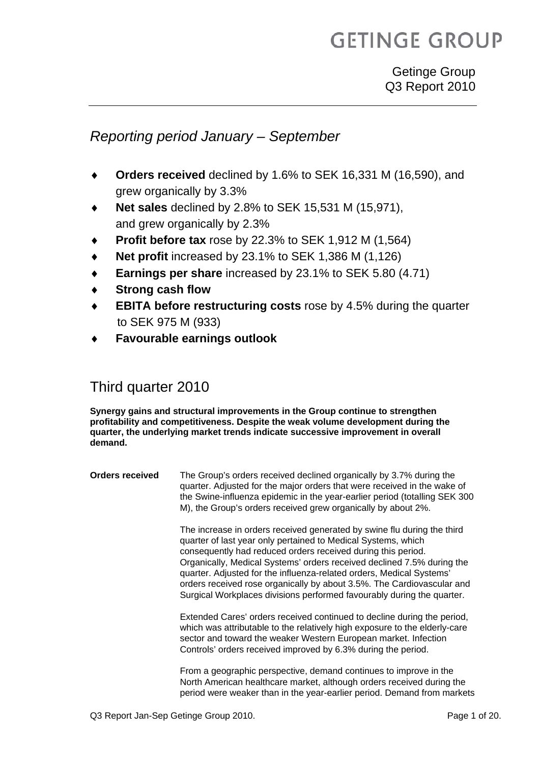# GETINGE GROUP

Getinge Group
Q3 Report 2010

## *Reporting period January – September*

- **Orders received** declined by 1.6% to SEK 16,331 M (16,590), and grew organically by 3.3%
- **Net sales** declined by 2.8% to SEK 15,531 M (15,971), and grew organically by 2.3%
- **Profit before tax** rose by 22.3% to SEK 1,912 M (1,564)
- **Net profit** increased by 23.1% to SEK 1,386 M (1,126)
- **Earnings per share** increased by 23.1% to SEK 5.80 (4.71)
- **Strong cash flow**
- **EBITA before restructuring costs** rose by 4.5% during the quarter to SEK 975 M (933)
- **Favourable earnings outlook**

## Third quarter 2010

**Synergy gains and structural improvements in the Group continue to strengthen profitability and competitiveness. Despite the weak volume development during the quarter, the underlying market trends indicate successive improvement in overall demand.**

**Orders received**

The Group's orders received declined organically by 3.7% during the quarter. Adjusted for the major orders that were received in the wake of the Swine-influenza epidemic in the year-earlier period (totalling SEK 300 M), the Group's orders received grew organically by about 2%.

The increase in orders received generated by swine flu during the third quarter of last year only pertained to Medical Systems, which consequently had reduced orders received during this period. Organically, Medical Systems' orders received declined 7.5% during the quarter. Adjusted for the influenza-related orders, Medical Systems' orders received rose organically by about 3.5%. The Cardiovascular and Surgical Workplaces divisions performed favourably during the quarter.

Extended Cares' orders received continued to decline during the period, which was attributable to the relatively high exposure to the elderly-care sector and toward the weaker Western European market. Infection Controls' orders received improved by 6.3% during the period.

From a geographic perspective, demand continues to improve in the North American healthcare market, although orders received during the period were weaker than in the year-earlier period. Demand from markets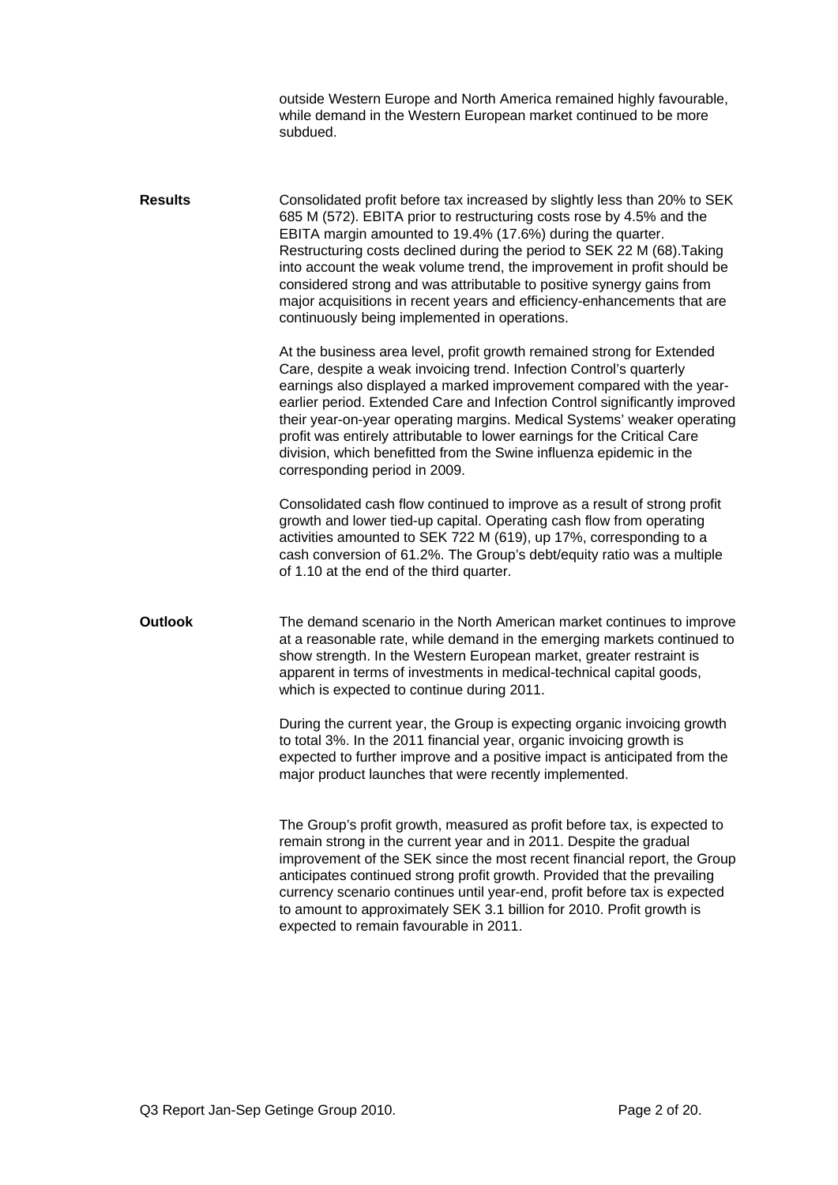outside Western Europe and North America remained highly favourable, while demand in the Western European market continued to be more subdued.

**Results**

Consolidated profit before tax increased by slightly less than 20% to SEK 685 M (572). EBITA prior to restructuring costs rose by 4.5% and the EBITA margin amounted to 19.4% (17.6%) during the quarter. Restructuring costs declined during the period to SEK 22 M (68).Taking into account the weak volume trend, the improvement in profit should be considered strong and was attributable to positive synergy gains from major acquisitions in recent years and efficiency-enhancements that are continuously being implemented in operations.

At the business area level, profit growth remained strong for Extended Care, despite a weak invoicing trend. Infection Control's quarterly earnings also displayed a marked improvement compared with the year-earlier period. Extended Care and Infection Control significantly improved their year-on-year operating margins. Medical Systems' weaker operating profit was entirely attributable to lower earnings for the Critical Care division, which benefitted from the Swine influenza epidemic in the corresponding period in 2009.

Consolidated cash flow continued to improve as a result of strong profit growth and lower tied-up capital. Operating cash flow from operating activities amounted to SEK 722 M (619), up 17%, corresponding to a cash conversion of 61.2%. The Group's debt/equity ratio was a multiple of 1.10 at the end of the third quarter.

**Outlook**

The demand scenario in the North American market continues to improve at a reasonable rate, while demand in the emerging markets continued to show strength. In the Western European market, greater restraint is apparent in terms of investments in medical-technical capital goods, which is expected to continue during 2011.

During the current year, the Group is expecting organic invoicing growth to total 3%. In the 2011 financial year, organic invoicing growth is expected to further improve and a positive impact is anticipated from the major product launches that were recently implemented.

The Group's profit growth, measured as profit before tax, is expected to remain strong in the current year and in 2011. Despite the gradual improvement of the SEK since the most recent financial report, the Group anticipates continued strong profit growth. Provided that the prevailing currency scenario continues until year-end, profit before tax is expected to amount to approximately SEK 3.1 billion for 2010. Profit growth is expected to remain favourable in 2011.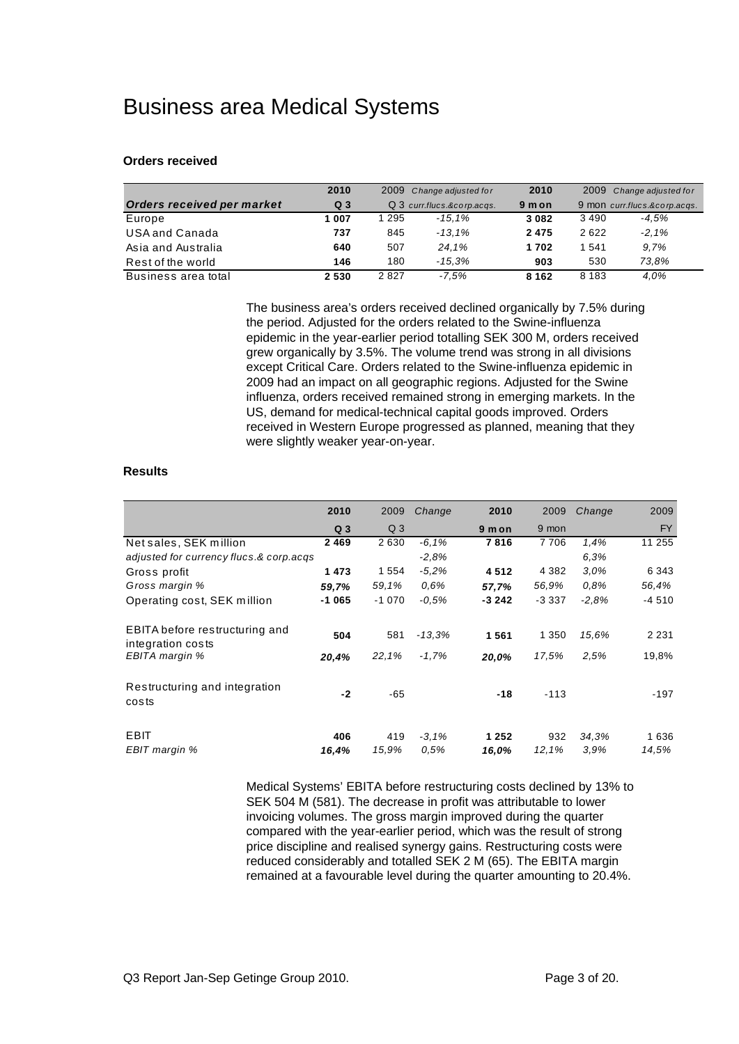# Business area Medical Systems

**Orders received**

| Orders received per market | 2010 Q 3 | 2009 Q 3 | Change adjusted for curr.flucs.&corp.acqs. | 2010 9 mon | 2009 9 mon | Change adjusted for curr.flucs.&corp.acqs. |
|---|---|---|---|---|---|---|
| Europe | **1 007** | 1 295 | *-15,1%* | **3 082** | 3 490 | *-4,5%* |
| USA and Canada | **737** | 845 | *-13,1%* | **2 475** | 2 622 | *-2,1%* |
| Asia and Australia | **640** | 507 | *24,1%* | **1 702** | 1 541 | *9,7%* |
| Rest of the world | **146** | 180 | *-15,3%* | **903** | 530 | *73,8%* |
| Business area total | **2 530** | 2 827 | *-7,5%* | **8 162** | 8 183 | *4,0%* |

The business area's orders received declined organically by 7.5% during the period. Adjusted for the orders related to the Swine-influenza epidemic in the year-earlier period totalling SEK 300 M, orders received grew organically by 3.5%. The volume trend was strong in all divisions except Critical Care. Orders related to the Swine-influenza epidemic in 2009 had an impact on all geographic regions. Adjusted for the Swine influenza, orders received remained strong in emerging markets. In the US, demand for medical-technical capital goods improved. Orders received in Western Europe progressed as planned, meaning that they were slightly weaker year-on-year.

**Results**

| | 2010 Q 3 | 2009 Q 3 | Change | 2010 9 mon | 2009 9 mon | Change | 2009 FY |
|---|---|---|---|---|---|---|---|
| Net sales, SEK million | **2 469** | 2 630 | *-6,1%* | **7 816** | 7 706 | *1,4%* | 11 255 |
| *adjusted for currency flucs.& corp.acqs* | | | *-2,8%* | | | *6,3%* | |
| Gross profit | **1 473** | 1 554 | *-5,2%* | **4 512** | 4 382 | *3,0%* | 6 343 |
| *Gross margin %* | ***59,7%*** | *59,1%* | *0,6%* | ***57,7%*** | *56,9%* | *0,8%* | *56,4%* |
| Operating cost, SEK million | **-1 065** | -1 070 | *-0,5%* | **-3 242** | -3 337 | *-2,8%* | -4 510 |
| EBITA before restructuring and integration costs | **504** | 581 | *-13,3%* | **1 561** | 1 350 | *15,6%* | 2 231 |
| *EBITA margin %* | ***20,4%*** | *22,1%* | *-1,7%* | ***20,0%*** | *17,5%* | *2,5%* | 19,8% |
| Restructuring and integration costs | **-2** | -65 | | **-18** | -113 | | -197 |
| EBIT | **406** | 419 | *-3,1%* | **1 252** | 932 | *34,3%* | 1 636 |
| *EBIT margin %* | ***16,4%*** | *15,9%* | *0,5%* | ***16,0%*** | *12,1%* | *3,9%* | *14,5%* |

Medical Systems' EBITA before restructuring costs declined by 13% to SEK 504 M (581). The decrease in profit was attributable to lower invoicing volumes. The gross margin improved during the quarter compared with the year-earlier period, which was the result of strong price discipline and realised synergy gains. Restructuring costs were reduced considerably and totalled SEK 2 M (65). The EBITA margin remained at a favourable level during the quarter amounting to 20.4%.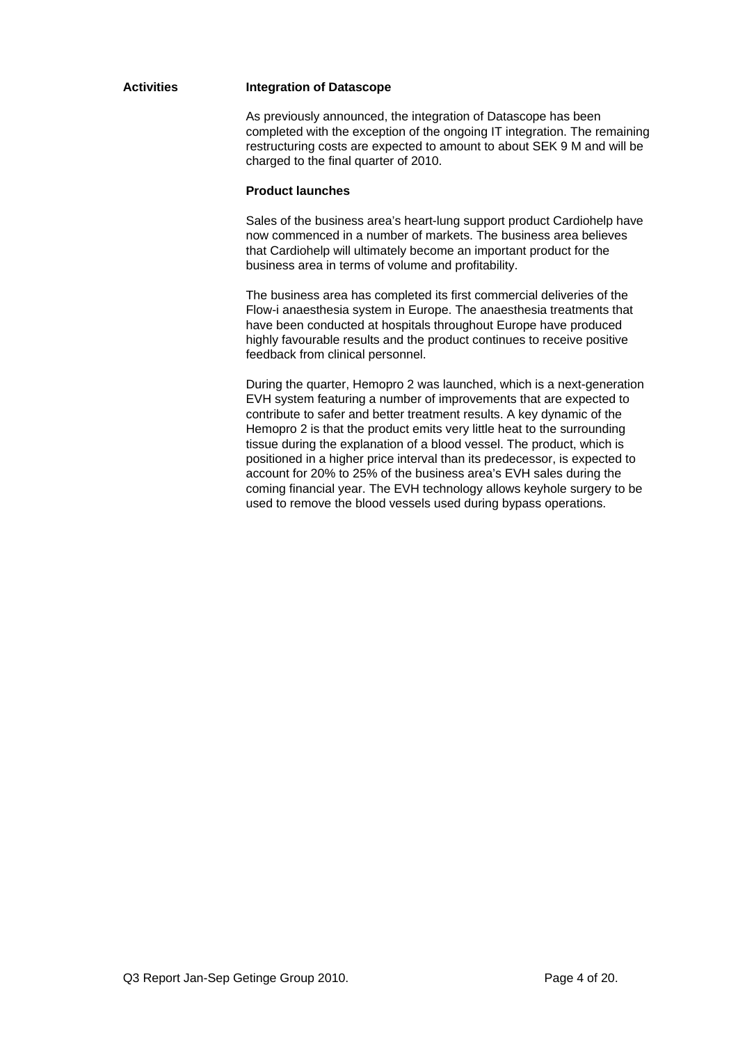**Activities**

**Integration of Datascope**

As previously announced, the integration of Datascope has been completed with the exception of the ongoing IT integration. The remaining restructuring costs are expected to amount to about SEK 9 M and will be charged to the final quarter of 2010.

**Product launches**

Sales of the business area's heart-lung support product Cardiohelp have now commenced in a number of markets. The business area believes that Cardiohelp will ultimately become an important product for the business area in terms of volume and profitability.

The business area has completed its first commercial deliveries of the Flow-i anaesthesia system in Europe. The anaesthesia treatments that have been conducted at hospitals throughout Europe have produced highly favourable results and the product continues to receive positive feedback from clinical personnel.

During the quarter, Hemopro 2 was launched, which is a next-generation EVH system featuring a number of improvements that are expected to contribute to safer and better treatment results. A key dynamic of the Hemopro 2 is that the product emits very little heat to the surrounding tissue during the explanation of a blood vessel. The product, which is positioned in a higher price interval than its predecessor, is expected to account for 20% to 25% of the business area's EVH sales during the coming financial year. The EVH technology allows keyhole surgery to be used to remove the blood vessels used during bypass operations.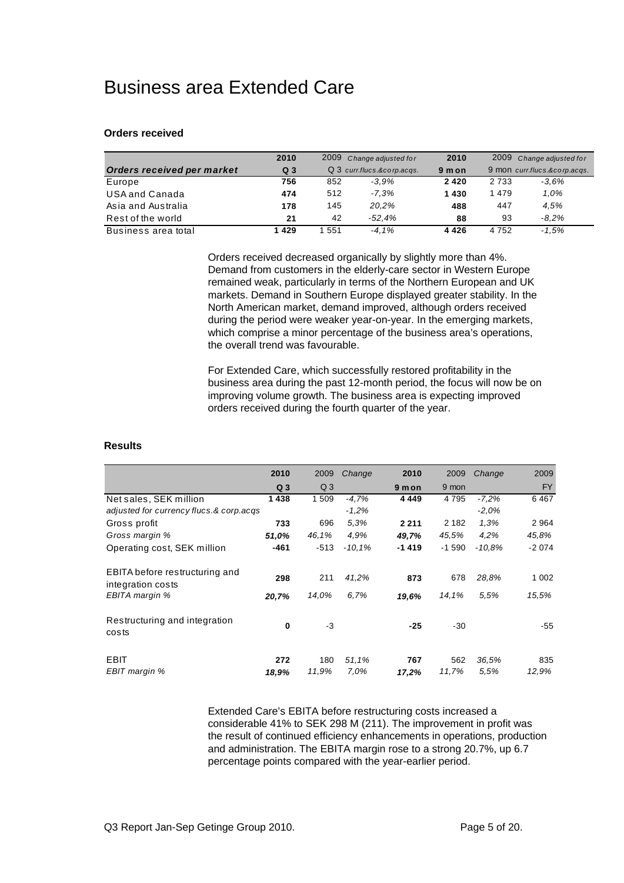# Business area Extended Care

**Orders received**

| | 2010 | 2009 | Change adjusted for | 2010 | 2009 | Change adjusted for |
|---|---|---|---|---|---|---|
| ***Orders received per market*** | **Q 3** | Q 3 | *curr.flucs.&corp.acqs.* | **9 mon** | 9 mon | *curr.flucs.&corp.acqs.* |
| Europe | **756** | 852 | *-3,9%* | **2 420** | 2 733 | *-3,6%* |
| USA and Canada | **474** | 512 | *-7,3%* | **1 430** | 1 479 | *1,0%* |
| Asia and Australia | **178** | 145 | *20,2%* | **488** | 447 | *4,5%* |
| Rest of the world | **21** | 42 | *-52,4%* | **88** | 93 | *-8,2%* |
| Business area total | **1 429** | 1 551 | *-4,1%* | **4 426** | 4 752 | *-1,5%* |

Orders received decreased organically by slightly more than 4%. Demand from customers in the elderly-care sector in Western Europe remained weak, particularly in terms of the Northern European and UK markets. Demand in Southern Europe displayed greater stability. In the North American market, demand improved, although orders received during the period were weaker year-on-year. In the emerging markets, which comprise a minor percentage of the business area's operations, the overall trend was favourable.

For Extended Care, which successfully restored profitability in the business area during the past 12-month period, the focus will now be on improving volume growth. The business area is expecting improved orders received during the fourth quarter of the year.

**Results**

| | 2010 | 2009 | Change | 2010 | 2009 | Change | 2009 |
|---|---|---|---|---|---|---|---|
| | **Q 3** | Q 3 | | **9 mon** | 9 mon | | FY |
| Net sales, SEK million | **1 438** | 1 509 | *-4,7%* | **4 449** | 4 795 | *-7,2%* | 6 467 |
| *adjusted for currency flucs.& corp.acqs* | | | *-1,2%* | | | *-2,0%* | |
| Gross profit | **733** | 696 | *5,3%* | **2 211** | 2 182 | *1,3%* | 2 964 |
| *Gross margin %* | ***51,0%*** | *46,1%* | *4,9%* | ***49,7%*** | *45,5%* | *4,2%* | *45,8%* |
| Operating cost, SEK million | **-461** | -513 | *-10,1%* | **-1 419** | -1 590 | *-10,8%* | -2 074 |
| EBITA before restructuring and integration costs | **298** | 211 | *41,2%* | **873** | 678 | *28,8%* | 1 002 |
| *EBITA margin %* | ***20,7%*** | *14,0%* | *6,7%* | ***19,6%*** | *14,1%* | *5,5%* | *15,5%* |
| Restructuring and integration costs | **0** | -3 | | **-25** | -30 | | -55 |
| EBIT | **272** | 180 | *51,1%* | **767** | 562 | *36,5%* | 835 |
| *EBIT margin %* | ***18,9%*** | *11,9%* | *7,0%* | ***17,2%*** | *11,7%* | *5,5%* | *12,9%* |

Extended Care's EBITA before restructuring costs increased a considerable 41% to SEK 298 M (211). The improvement in profit was the result of continued efficiency enhancements in operations, production and administration. The EBITA margin rose to a strong 20.7%, up 6.7 percentage points compared with the year-earlier period.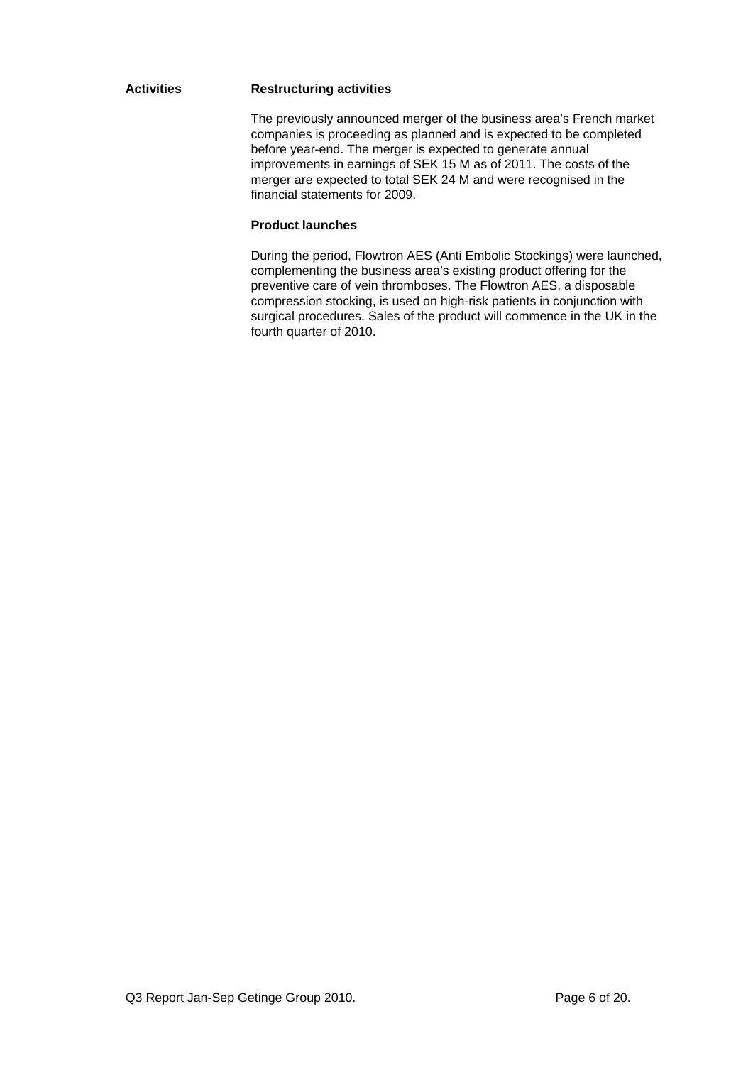**Activities**

### Restructuring activities

The previously announced merger of the business area's French market companies is proceeding as planned and is expected to be completed before year-end. The merger is expected to generate annual improvements in earnings of SEK 15 M as of 2011. The costs of the merger are expected to total SEK 24 M and were recognised in the financial statements for 2009.

### Product launches

During the period, Flowtron AES (Anti Embolic Stockings) were launched, complementing the business area's existing product offering for the preventive care of vein thromboses. The Flowtron AES, a disposable compression stocking, is used on high-risk patients in conjunction with surgical procedures. Sales of the product will commence in the UK in the fourth quarter of 2010.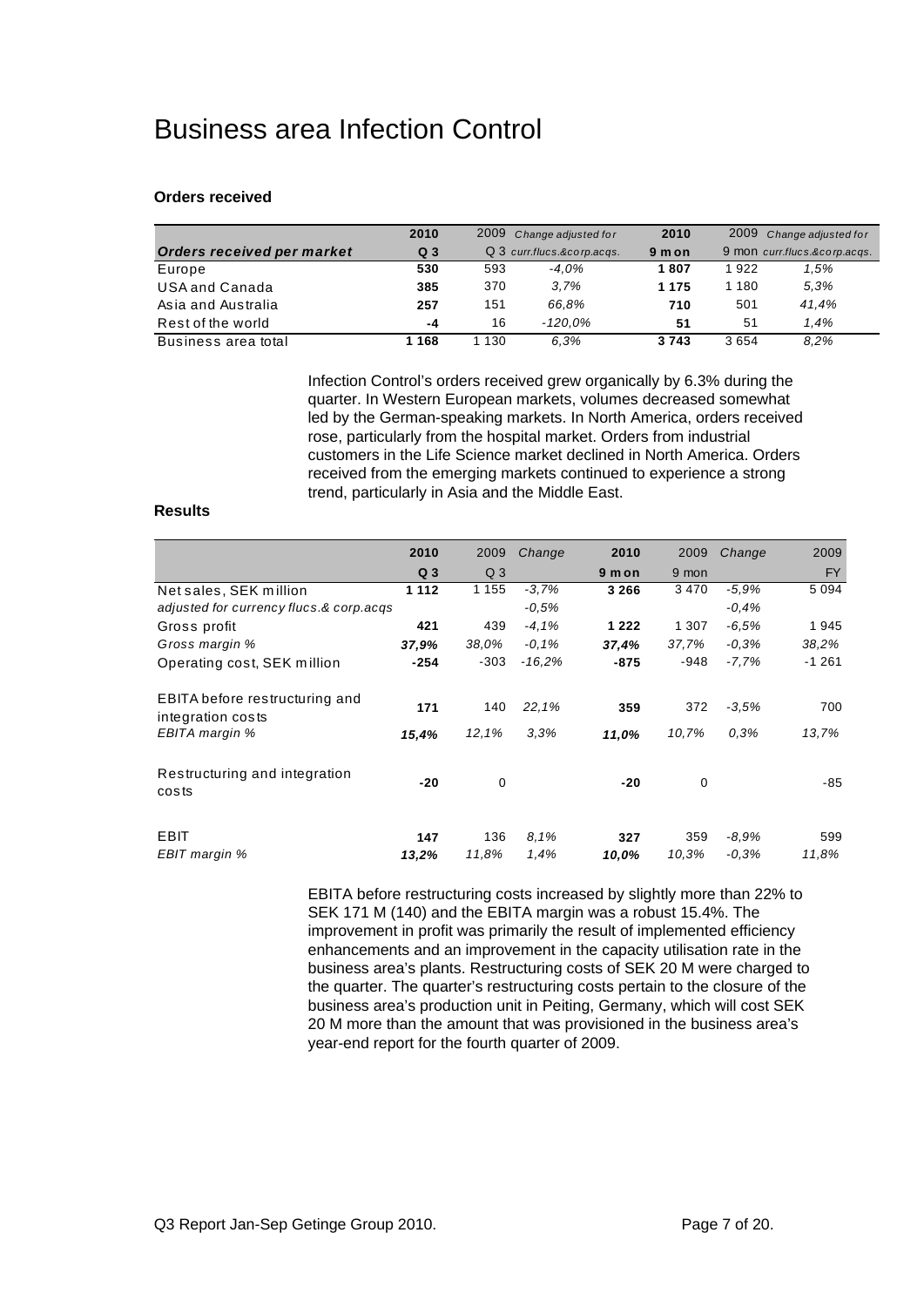# Business area Infection Control

### Orders received

| Orders received per market | 2010 Q 3 | 2009 Q 3 | Change adjusted for curr.flucs.&corp.acqs. | 2010 9 mon | 2009 9 mon | Change adjusted for curr.flucs.&corp.acqs. |
|---|---|---|---|---|---|---|
| Europe | **530** | 593 | *-4,0%* | **1 807** | 1 922 | *1,5%* |
| USA and Canada | **385** | 370 | *3,7%* | **1 175** | 1 180 | *5,3%* |
| Asia and Australia | **257** | 151 | *66,8%* | **710** | 501 | *41,4%* |
| Rest of the world | **-4** | 16 | *-120,0%* | **51** | 51 | *1,4%* |
| Business area total | **1 168** | 1 130 | *6,3%* | **3 743** | 3 654 | *8,2%* |

Infection Control's orders received grew organically by 6.3% during the quarter. In Western European markets, volumes decreased somewhat led by the German-speaking markets. In North America, orders received rose, particularly from the hospital market. Orders from industrial customers in the Life Science market declined in North America. Orders received from the emerging markets continued to experience a strong trend, particularly in Asia and the Middle East.

### Results

| | 2010 Q 3 | 2009 Q 3 | Change | 2010 9 mon | 2009 9 mon | Change | 2009 FY |
|---|---|---|---|---|---|---|---|
| Net sales, SEK million | **1 112** | 1 155 | *-3,7%* | **3 266** | 3 470 | *-5,9%* | 5 094 |
| *adjusted for currency flucs.& corp.acqs* | | | *-0,5%* | | | *-0,4%* | |
| Gross profit | **421** | 439 | *-4,1%* | **1 222** | 1 307 | *-6,5%* | 1 945 |
| *Gross margin %* | ***37,9%*** | *38,0%* | *-0,1%* | ***37,4%*** | *37,7%* | *-0,3%* | *38,2%* |
| Operating cost, SEK million | **-254** | -303 | *-16,2%* | **-875** | -948 | *-7,7%* | -1 261 |
| EBITA before restructuring and integration costs | **171** | 140 | *22,1%* | **359** | 372 | *-3,5%* | 700 |
| *EBITA margin %* | ***15,4%*** | *12,1%* | *3,3%* | ***11,0%*** | *10,7%* | *0,3%* | *13,7%* |
| Restructuring and integration costs | **-20** | 0 | | **-20** | 0 | | -85 |
| EBIT | **147** | 136 | *8,1%* | **327** | 359 | *-8,9%* | 599 |
| *EBIT margin %* | ***13,2%*** | *11,8%* | *1,4%* | ***10,0%*** | *10,3%* | *-0,3%* | *11,8%* |

EBITA before restructuring costs increased by slightly more than 22% to SEK 171 M (140) and the EBITA margin was a robust 15.4%. The improvement in profit was primarily the result of implemented efficiency enhancements and an improvement in the capacity utilisation rate in the business area's plants. Restructuring costs of SEK 20 M were charged to the quarter. The quarter's restructuring costs pertain to the closure of the business area's production unit in Peiting, Germany, which will cost SEK 20 M more than the amount that was provisioned in the business area's year-end report for the fourth quarter of 2009.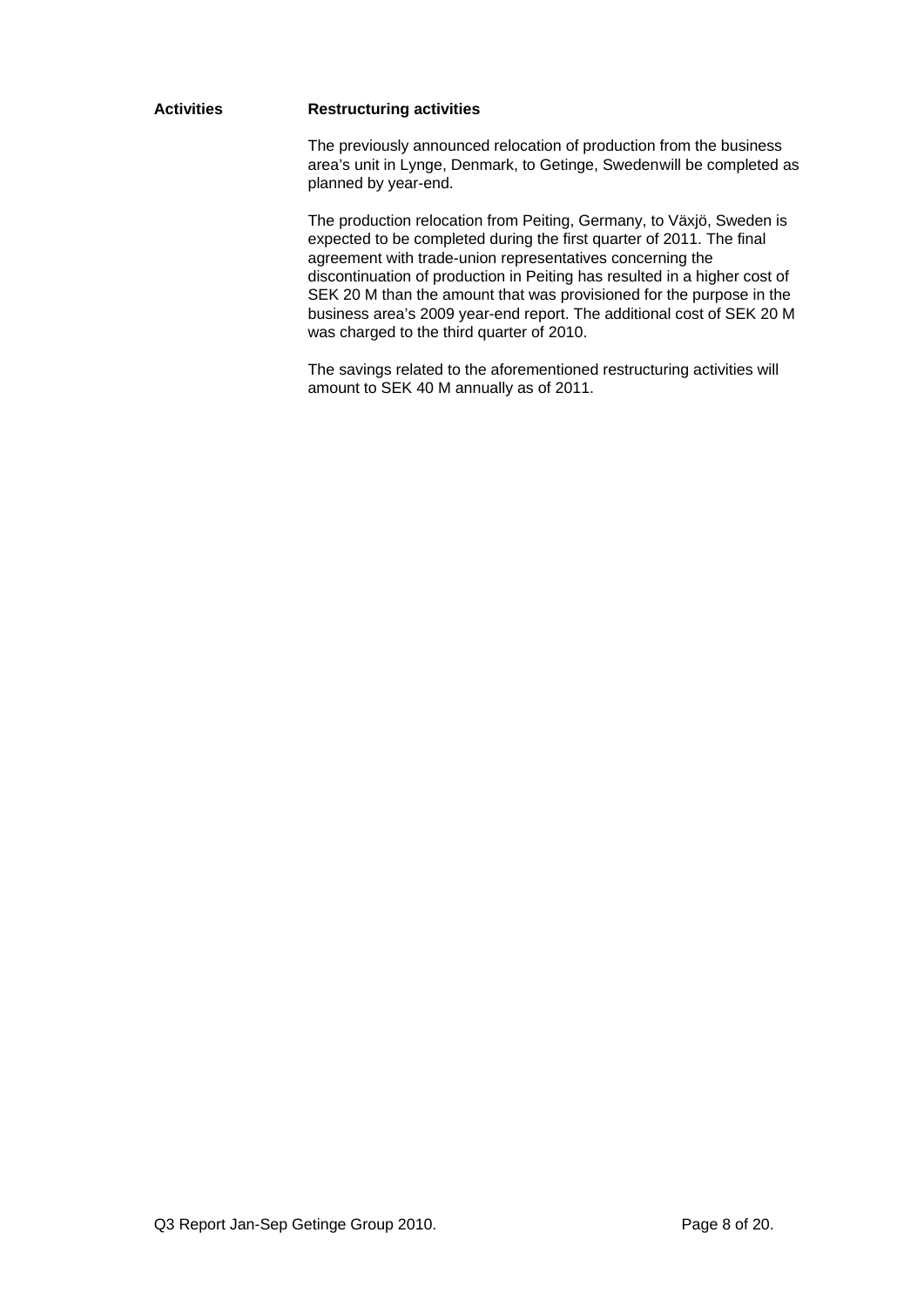**Activities**

**Restructuring activities**

The previously announced relocation of production from the business area's unit in Lynge, Denmark, to Getinge, Swedenwill be completed as planned by year-end.

The production relocation from Peiting, Germany, to Växjö, Sweden is expected to be completed during the first quarter of 2011. The final agreement with trade-union representatives concerning the discontinuation of production in Peiting has resulted in a higher cost of SEK 20 M than the amount that was provisioned for the purpose in the business area's 2009 year-end report. The additional cost of SEK 20 M was charged to the third quarter of 2010.

The savings related to the aforementioned restructuring activities will amount to SEK 40 M annually as of 2011.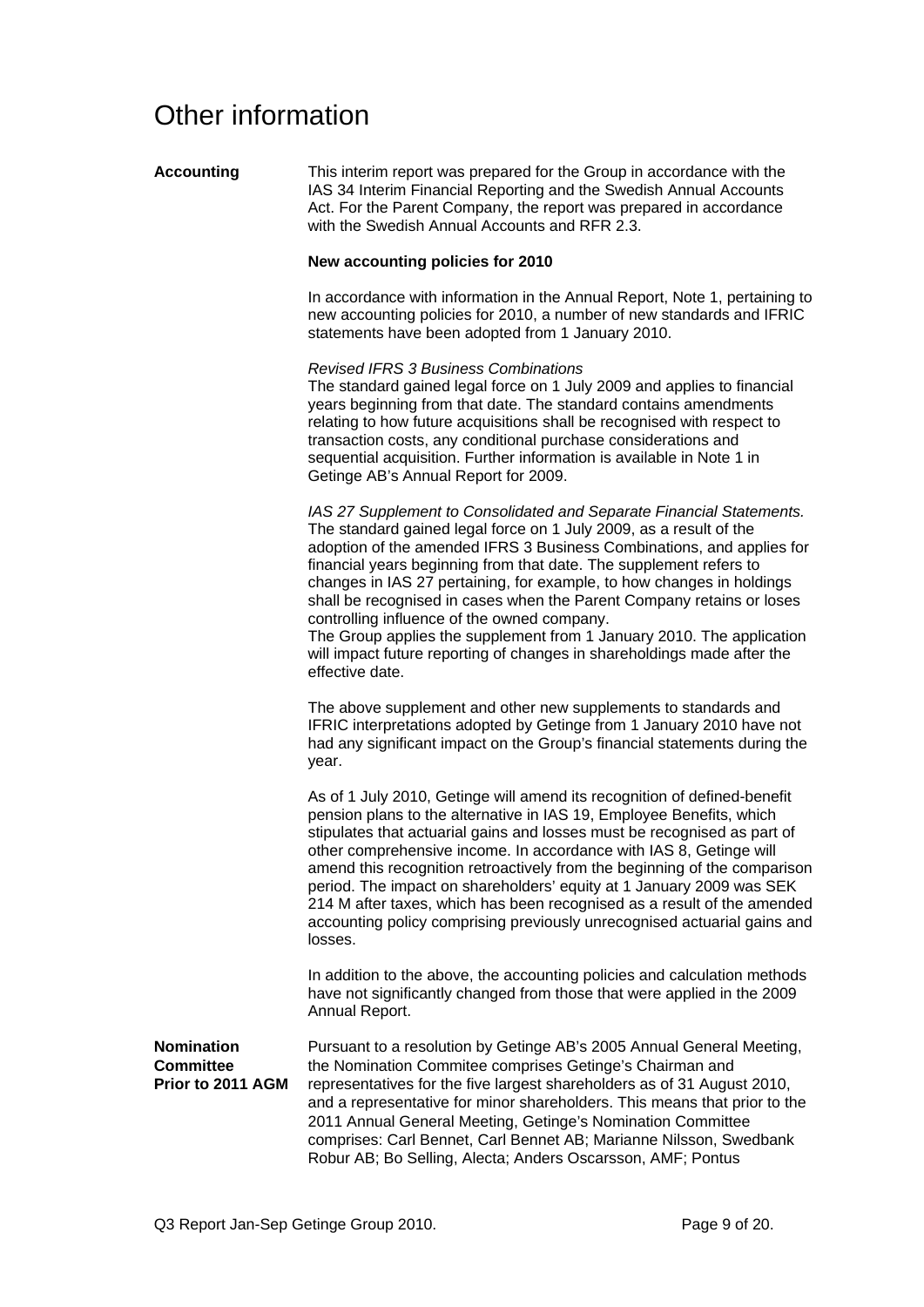# Other information

**Accounting**

This interim report was prepared for the Group in accordance with the IAS 34 Interim Financial Reporting and the Swedish Annual Accounts Act. For the Parent Company, the report was prepared in accordance with the Swedish Annual Accounts and RFR 2.3.

**New accounting policies for 2010**

In accordance with information in the Annual Report, Note 1, pertaining to new accounting policies for 2010, a number of new standards and IFRIC statements have been adopted from 1 January 2010.

*Revised IFRS 3 Business Combinations*
The standard gained legal force on 1 July 2009 and applies to financial years beginning from that date. The standard contains amendments relating to how future acquisitions shall be recognised with respect to transaction costs, any conditional purchase considerations and sequential acquisition. Further information is available in Note 1 in Getinge AB's Annual Report for 2009.

*IAS 27 Supplement to Consolidated and Separate Financial Statements.*
The standard gained legal force on 1 July 2009, as a result of the adoption of the amended IFRS 3 Business Combinations, and applies for financial years beginning from that date. The supplement refers to changes in IAS 27 pertaining, for example, to how changes in holdings shall be recognised in cases when the Parent Company retains or loses controlling influence of the owned company.
The Group applies the supplement from 1 January 2010. The application will impact future reporting of changes in shareholdings made after the effective date.

The above supplement and other new supplements to standards and IFRIC interpretations adopted by Getinge from 1 January 2010 have not had any significant impact on the Group's financial statements during the year.

As of 1 July 2010, Getinge will amend its recognition of defined-benefit pension plans to the alternative in IAS 19, Employee Benefits, which stipulates that actuarial gains and losses must be recognised as part of other comprehensive income. In accordance with IAS 8, Getinge will amend this recognition retroactively from the beginning of the comparison period. The impact on shareholders' equity at 1 January 2009 was SEK 214 M after taxes, which has been recognised as a result of the amended accounting policy comprising previously unrecognised actuarial gains and losses.

In addition to the above, the accounting policies and calculation methods have not significantly changed from those that were applied in the 2009 Annual Report.

**Nomination Committee Prior to 2011 AGM**

Pursuant to a resolution by Getinge AB's 2005 Annual General Meeting, the Nomination Commitee comprises Getinge's Chairman and representatives for the five largest shareholders as of 31 August 2010, and a representative for minor shareholders. This means that prior to the 2011 Annual General Meeting, Getinge's Nomination Committee comprises: Carl Bennet, Carl Bennet AB; Marianne Nilsson, Swedbank Robur AB; Bo Selling, Alecta; Anders Oscarsson, AMF; Pontus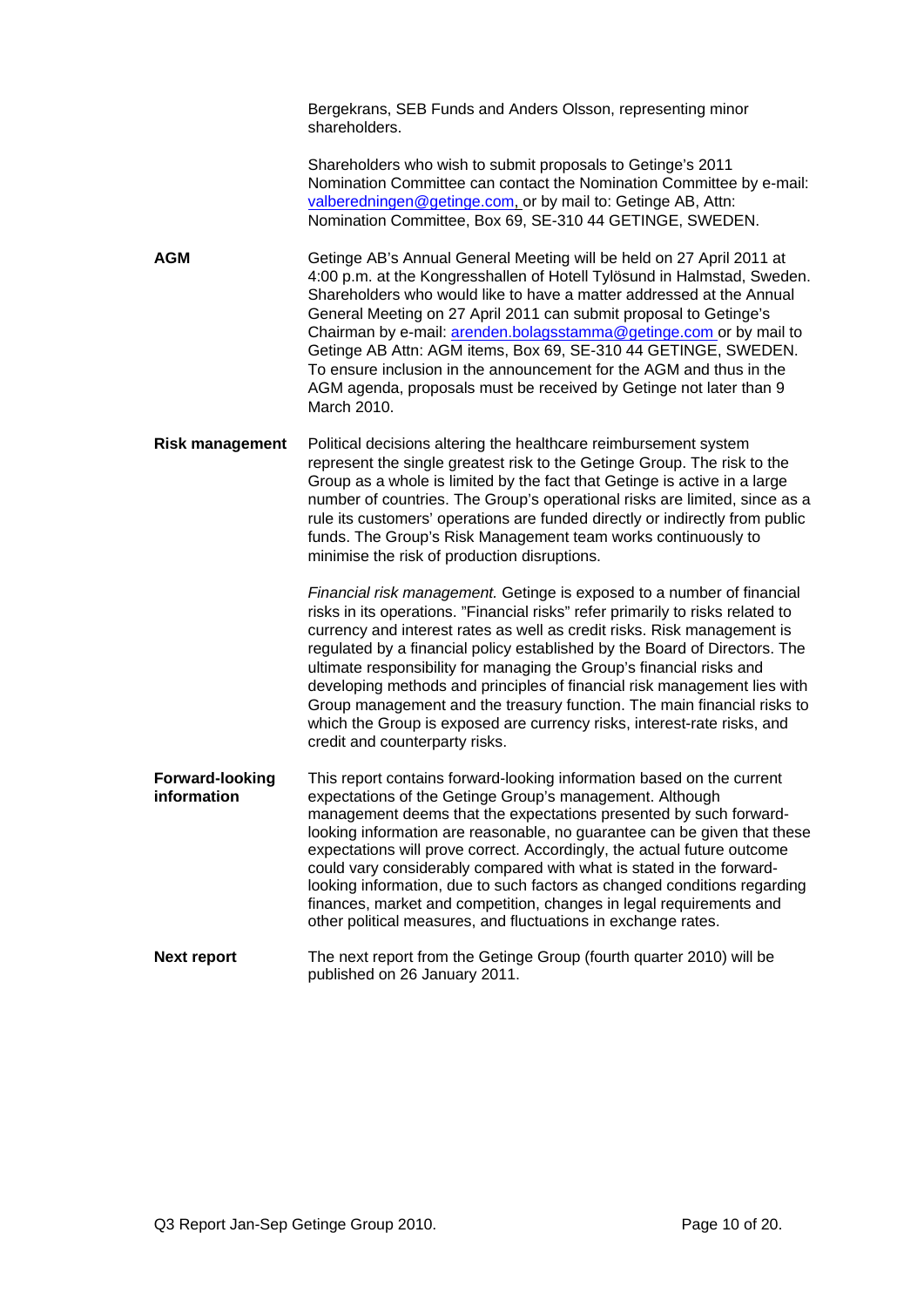Bergekrans, SEB Funds and Anders Olsson, representing minor shareholders.

Shareholders who wish to submit proposals to Getinge's 2011 Nomination Committee can contact the Nomination Committee by e-mail: valberedningen@getinge.com, or by mail to: Getinge AB, Attn: Nomination Committee, Box 69, SE-310 44 GETINGE, SWEDEN.

**AGM**

Getinge AB's Annual General Meeting will be held on 27 April 2011 at 4:00 p.m. at the Kongresshallen of Hotell Tylösund in Halmstad, Sweden. Shareholders who would like to have a matter addressed at the Annual General Meeting on 27 April 2011 can submit proposal to Getinge's Chairman by e-mail: arenden.bolagsstamma@getinge.com or by mail to Getinge AB Attn: AGM items, Box 69, SE-310 44 GETINGE, SWEDEN. To ensure inclusion in the announcement for the AGM and thus in the AGM agenda, proposals must be received by Getinge not later than 9 March 2010.

**Risk management**

Political decisions altering the healthcare reimbursement system represent the single greatest risk to the Getinge Group. The risk to the Group as a whole is limited by the fact that Getinge is active in a large number of countries. The Group's operational risks are limited, since as a rule its customers' operations are funded directly or indirectly from public funds. The Group's Risk Management team works continuously to minimise the risk of production disruptions.

*Financial risk management.* Getinge is exposed to a number of financial risks in its operations. "Financial risks" refer primarily to risks related to currency and interest rates as well as credit risks. Risk management is regulated by a financial policy established by the Board of Directors. The ultimate responsibility for managing the Group's financial risks and developing methods and principles of financial risk management lies with Group management and the treasury function. The main financial risks to which the Group is exposed are currency risks, interest-rate risks, and credit and counterparty risks.

**Forward-looking information**

This report contains forward-looking information based on the current expectations of the Getinge Group's management. Although management deems that the expectations presented by such forward-looking information are reasonable, no guarantee can be given that these expectations will prove correct. Accordingly, the actual future outcome could vary considerably compared with what is stated in the forward-looking information, due to such factors as changed conditions regarding finances, market and competition, changes in legal requirements and other political measures, and fluctuations in exchange rates.

**Next report**

The next report from the Getinge Group (fourth quarter 2010) will be published on 26 January 2011.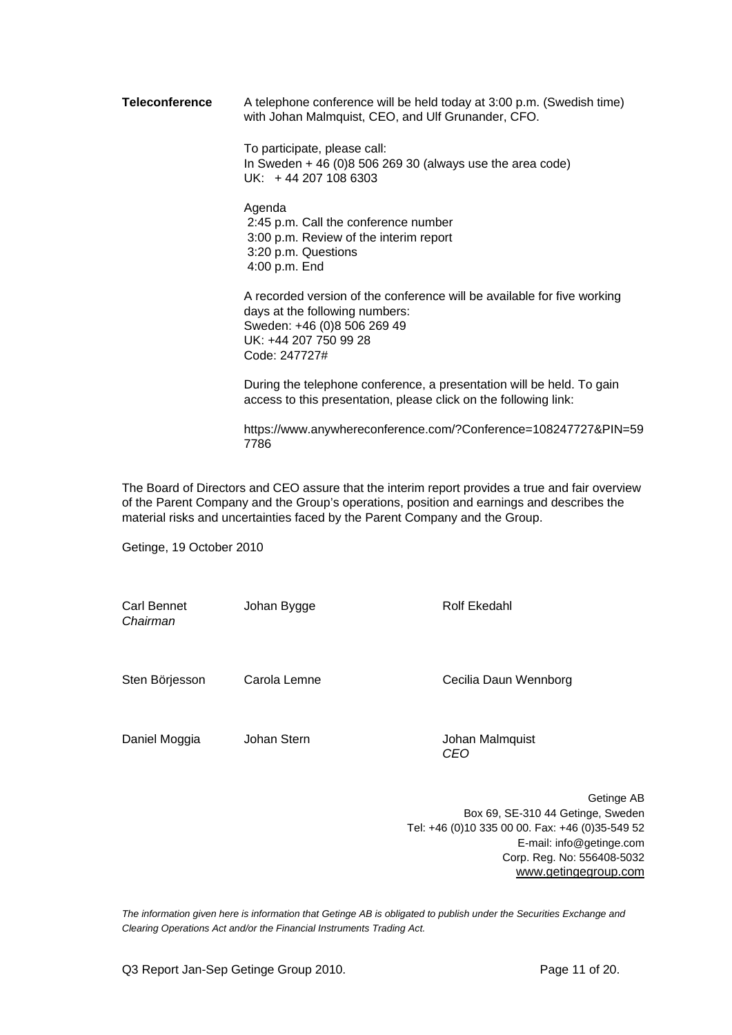**Teleconference**

A telephone conference will be held today at 3:00 p.m. (Swedish time) with Johan Malmquist, CEO, and Ulf Grunander, CFO.

To participate, please call:
In Sweden + 46 (0)8 506 269 30 (always use the area code)
UK: + 44 207 108 6303

Agenda
2:45 p.m. Call the conference number
3:00 p.m. Review of the interim report
3:20 p.m. Questions
4:00 p.m. End

A recorded version of the conference will be available for five working days at the following numbers:
Sweden: +46 (0)8 506 269 49
UK: +44 207 750 99 28
Code: 247727#

During the telephone conference, a presentation will be held. To gain access to this presentation, please click on the following link:

https://www.anywhereconference.com/?Conference=108247727&PIN=597786

The Board of Directors and CEO assure that the interim report provides a true and fair overview of the Parent Company and the Group's operations, position and earnings and describes the material risks and uncertainties faced by the Parent Company and the Group.

Getinge, 19 October 2010

| | | |
|---|---|---|
| Carl Bennet *Chairman* | Johan Bygge | Rolf Ekedahl |
| Sten Börjesson | Carola Lemne | Cecilia Daun Wennborg |
| Daniel Moggia | Johan Stern | Johan Malmquist *CEO* |

Getinge AB
Box 69, SE-310 44 Getinge, Sweden
Tel: +46 (0)10 335 00 00. Fax: +46 (0)35-549 52
E-mail: info@getinge.com
Corp. Reg. No: 556408-5032
www.getingegroup.com

*The information given here is information that Getinge AB is obligated to publish under the Securities Exchange and Clearing Operations Act and/or the Financial Instruments Trading Act.*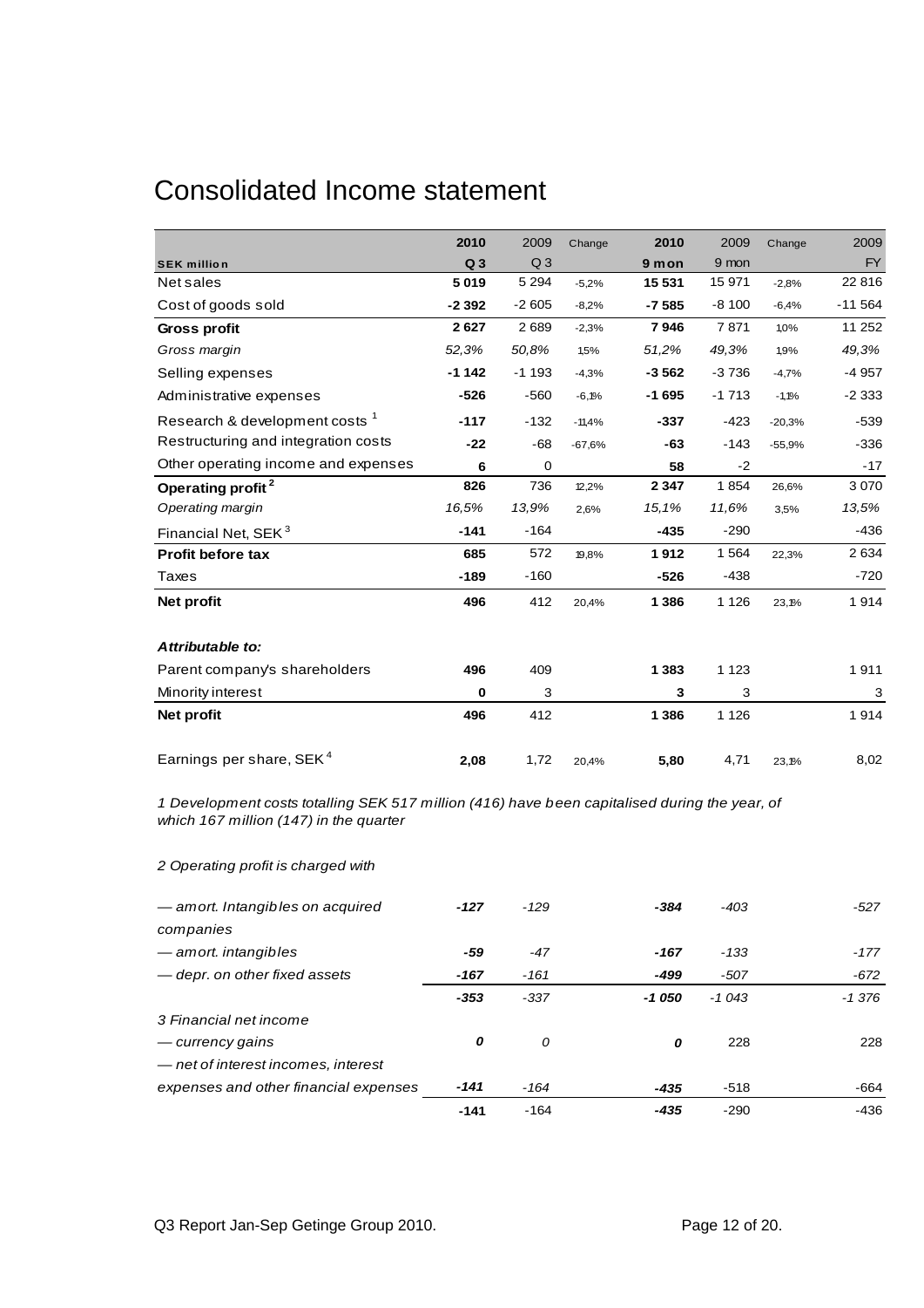# Consolidated Income statement

| SEK million | 2010 Q 3 | 2009 Q 3 | Change | 2010 9 mon | 2009 9 mon | Change | 2009 FY |
|---|---|---|---|---|---|---|---|
| Net sales | **5 019** | 5 294 | -5,2% | **15 531** | 15 971 | -2,8% | 22 816 |
| Cost of goods sold | **-2 392** | -2 605 | -8,2% | **-7 585** | -8 100 | -6,4% | -11 564 |
| **Gross profit** | **2 627** | 2 689 | -2,3% | **7 946** | 7 871 | 1,0% | 11 252 |
| *Gross margin* | *52,3%* | *50,8%* | 1,5% | *51,2%* | *49,3%* | 1,9% | *49,3%* |
| Selling expenses | **-1 142** | -1 193 | -4,3% | **-3 562** | -3 736 | -4,7% | -4 957 |
| Administrative expenses | **-526** | -560 | -6,1% | **-1 695** | -1 713 | -1,1% | -2 333 |
| Research & development costs [1] | **-117** | -132 | -11,4% | **-337** | -423 | -20,3% | -539 |
| Restructuring and integration costs | **-22** | -68 | -67,6% | **-63** | -143 | -55,9% | -336 |
| Other operating income and expenses | **6** | 0 | | **58** | -2 | | -17 |
| **Operating profit [2]** | **826** | 736 | 12,2% | **2 347** | 1 854 | 26,6% | 3 070 |
| *Operating margin* | *16,5%* | *13,9%* | 2,6% | *15,1%* | *11,6%* | 3,5% | *13,5%* |
| Financial Net, SEK [3] | **-141** | -164 | | **-435** | -290 | | -436 |
| **Profit before tax** | **685** | 572 | 19,8% | **1 912** | 1 564 | 22,3% | 2 634 |
| Taxes | **-189** | -160 | | **-526** | -438 | | -720 |
| **Net profit** | **496** | 412 | 20,4% | **1 386** | 1 126 | 23,1% | 1 914 |
| | | | | | | | |
| ***Attributable to:*** | | | | | | | |
| Parent company's shareholders | **496** | 409 | | **1 383** | 1 123 | | 1 911 |
| Minority interest | **0** | 3 | | **3** | 3 | | 3 |
| **Net profit** | **496** | 412 | | **1 386** | 1 126 | | 1 914 |
| | | | | | | | |
| Earnings per share, SEK [4] | **2,08** | 1,72 | 20,4% | **5,80** | 4,71 | 23,1% | 8,02 |

*1 Development costs totalling SEK 517 million (416) have been capitalised during the year, of which 167 million (147) in the quarter*

*2 Operating profit is charged with*

| | 2010 Q 3 | 2009 Q 3 | | 2010 9 mon | 2009 9 mon | | 2009 FY |
|---|---|---|---|---|---|---|---|
| *— amort. Intangibles on acquired companies* | ***-127*** | *-129* | | ***-384*** | *-403* | | *-527* |
| *— amort. intangibles* | ***-59*** | *-47* | | ***-167*** | *-133* | | *-177* |
| *— depr. on other fixed assets* | ***-167*** | *-161* | | ***-499*** | *-507* | | *-672* |
| | ***-353*** | *-337* | | ***-1 050*** | *-1 043* | | *-1 376* |
| *3 Financial net income* | | | | | | | |
| *— currency gains* | ***0*** | *0* | | ***0*** | 228 | | 228 |
| *— net of interest incomes, interest expenses and other financial expenses* | ***-141*** | *-164* | | ***-435*** | -518 | | -664 |
| | **-141** | -164 | | ***-435*** | -290 | | -436 |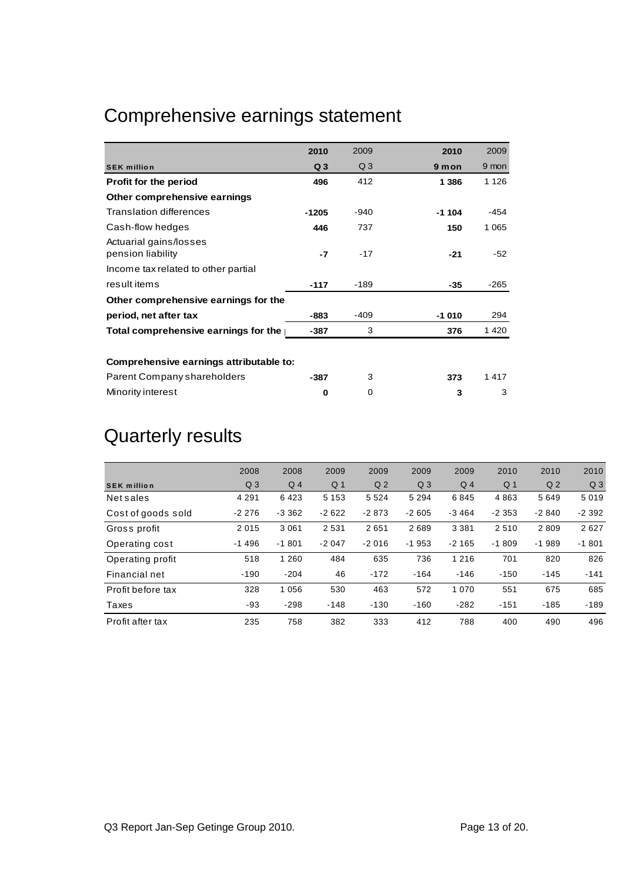# Comprehensive earnings statement

| SEK million | 2010 Q 3 | 2009 Q 3 | 2010 9 mon | 2009 9 mon |
|---|---|---|---|---|
| **Profit for the period** | **496** | 412 | **1 386** | 1 126 |
| **Other comprehensive earnings** | | | | |
| Translation differences | **-1205** | -940 | **-1 104** | -454 |
| Cash-flow hedges | **446** | 737 | **150** | 1 065 |
| Actuarial gains/losses pension liability | **-7** | -17 | **-21** | -52 |
| Income tax related to other partial result items | **-117** | -189 | **-35** | -265 |
| **Other comprehensive earnings for the period, net after tax** | **-883** | -409 | **-1 010** | 294 |
| **Total comprehensive earnings for the period** | **-387** | 3 | **376** | 1 420 |
| | | | | |
| **Comprehensive earnings attributable to:** | | | | |
| Parent Company shareholders | **-387** | 3 | **373** | 1 417 |
| Minority interest | **0** | 0 | **3** | 3 |

# Quarterly results

| SEK million | 2008 Q 3 | 2008 Q 4 | 2009 Q 1 | 2009 Q 2 | 2009 Q 3 | 2009 Q 4 | 2010 Q 1 | 2010 Q 2 | 2010 Q 3 |
|---|---|---|---|---|---|---|---|---|---|
| Net sales | 4 291 | 6 423 | 5 153 | 5 524 | 5 294 | 6 845 | 4 863 | 5 649 | 5 019 |
| Cost of goods sold | -2 276 | -3 362 | -2 622 | -2 873 | -2 605 | -3 464 | -2 353 | -2 840 | -2 392 |
| Gross profit | 2 015 | 3 061 | 2 531 | 2 651 | 2 689 | 3 381 | 2 510 | 2 809 | 2 627 |
| Operating cost | -1 496 | -1 801 | -2 047 | -2 016 | -1 953 | -2 165 | -1 809 | -1 989 | -1 801 |
| Operating profit | 518 | 1 260 | 484 | 635 | 736 | 1 216 | 701 | 820 | 826 |
| Financial net | -190 | -204 | 46 | -172 | -164 | -146 | -150 | -145 | -141 |
| Profit before tax | 328 | 1 056 | 530 | 463 | 572 | 1 070 | 551 | 675 | 685 |
| Taxes | -93 | -298 | -148 | -130 | -160 | -282 | -151 | -185 | -189 |
| Profit after tax | 235 | 758 | 382 | 333 | 412 | 788 | 400 | 490 | 496 |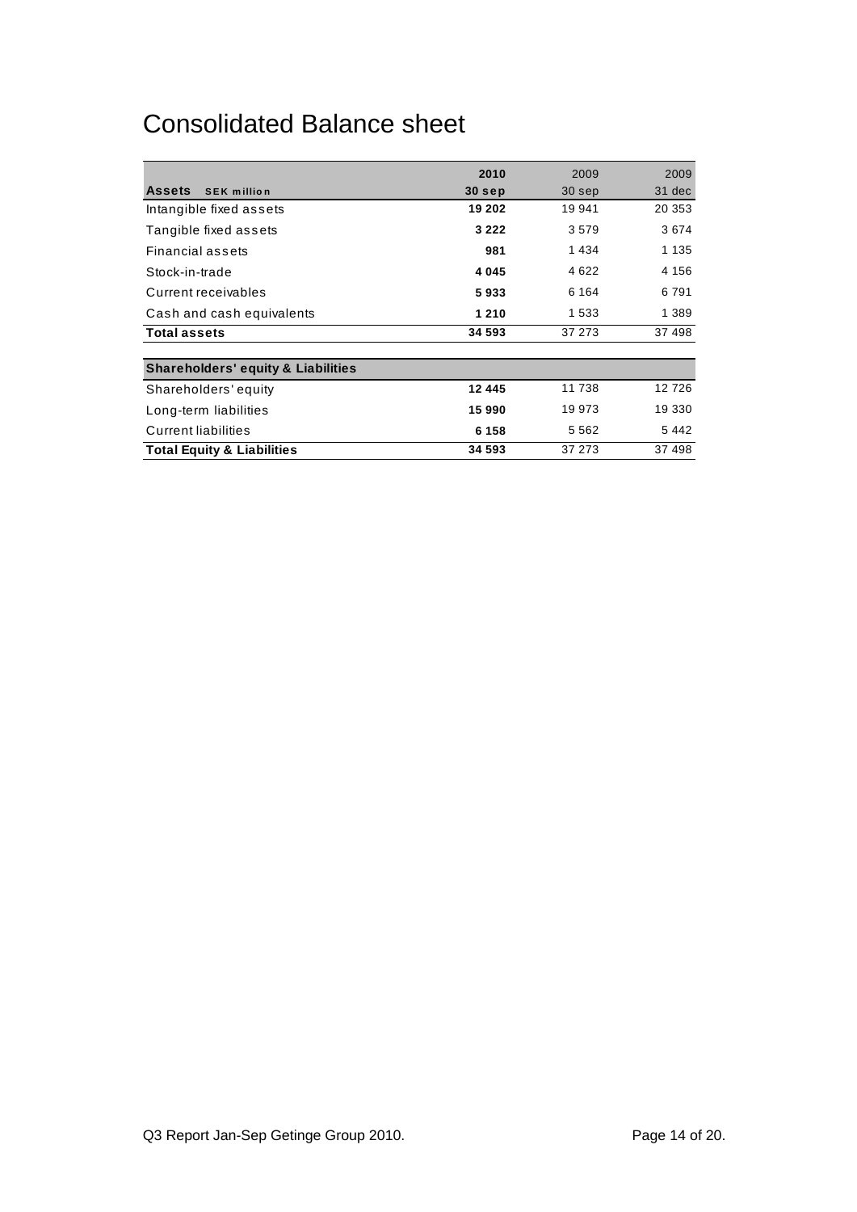# Consolidated Balance sheet

| **Assets** SEK million | **2010 30 sep** | 2009 30 sep | 2009 31 dec |
|---|---|---|---|
| Intangible fixed assets | **19 202** | 19 941 | 20 353 |
| Tangible fixed assets | **3 222** | 3 579 | 3 674 |
| Financial assets | **981** | 1 434 | 1 135 |
| Stock-in-trade | **4 045** | 4 622 | 4 156 |
| Current receivables | **5 933** | 6 164 | 6 791 |
| Cash and cash equivalents | **1 210** | 1 533 | 1 389 |
| **Total assets** | **34 593** | 37 273 | 37 498 |
| | | | |
| **Shareholders' equity & Liabilities** | | | |
| Shareholders' equity | **12 445** | 11 738 | 12 726 |
| Long-term liabilities | **15 990** | 19 973 | 19 330 |
| Current liabilities | **6 158** | 5 562 | 5 442 |
| **Total Equity & Liabilities** | **34 593** | 37 273 | 37 498 |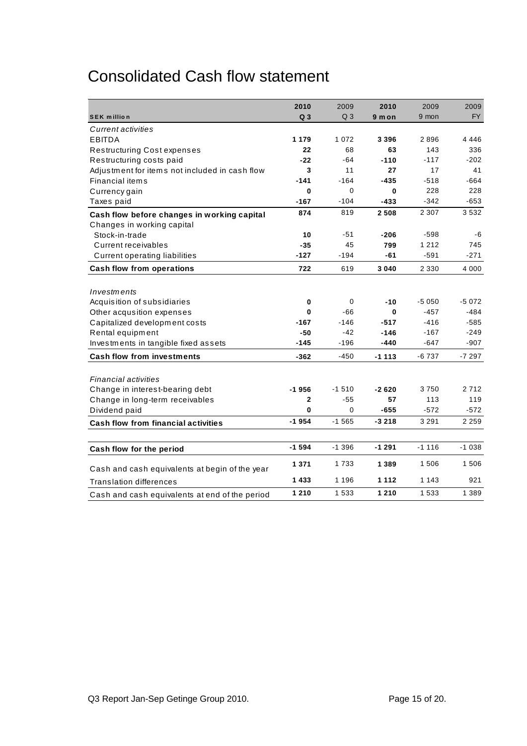# Consolidated Cash flow statement

| SEK million | 2010 Q3 | 2009 Q3 | 2010 9 mon | 2009 9 mon | 2009 FY |
|---|---|---|---|---|---|
| *Current activities* | | | | | |
| EBITDA | **1 179** | 1 072 | **3 396** | 2 896 | 4 446 |
| Restructuring Cost expenses | **22** | 68 | **63** | 143 | 336 |
| Restructuring costs paid | **-22** | -64 | **-110** | -117 | -202 |
| Adjustment for items not included in cash flow | **3** | 11 | **27** | 17 | 41 |
| Financial items | **-141** | -164 | **-435** | -518 | -664 |
| Currency gain | **0** | 0 | **0** | 228 | 228 |
| Taxes paid | **-167** | -104 | **-433** | -342 | -653 |
| **Cash flow before changes in working capital** | **874** | 819 | **2 508** | 2 307 | 3 532 |
| Changes in working capital | | | | | |
| Stock-in-trade | **10** | -51 | **-206** | -598 | -6 |
| Current receivables | **-35** | 45 | **799** | 1 212 | 745 |
| Current operating liabilities | **-127** | -194 | **-61** | -591 | -271 |
| **Cash flow from operations** | **722** | 619 | **3 040** | 2 330 | 4 000 |
| *Investments* | | | | | |
| Acquisition of subsidiaries | **0** | 0 | **-10** | -5 050 | -5 072 |
| Other acqusition expenses | **0** | -66 | **0** | -457 | -484 |
| Capitalized development costs | **-167** | -146 | **-517** | -416 | -585 |
| Rental equipment | **-50** | -42 | **-146** | -167 | -249 |
| Investments in tangible fixed assets | **-145** | -196 | **-440** | -647 | -907 |
| **Cash flow from investments** | **-362** | -450 | **-1 113** | -6 737 | -7 297 |
| *Financial activities* | | | | | |
| Change in interest-bearing debt | **-1 956** | -1 510 | **-2 620** | 3 750 | 2 712 |
| Change in long-term receivables | **2** | -55 | **57** | 113 | 119 |
| Dividend paid | **0** | 0 | **-655** | -572 | -572 |
| **Cash flow from financial activities** | **-1 954** | -1 565 | **-3 218** | 3 291 | 2 259 |
| **Cash flow for the period** | **-1 594** | -1 396 | **-1 291** | -1 116 | -1 038 |
| Cash and cash equivalents at begin of the year | **1 371** | 1 733 | **1 389** | 1 506 | 1 506 |
| Translation differences | **1 433** | 1 196 | **1 112** | 1 143 | 921 |
| Cash and cash equivalents at end of the period | **1 210** | 1 533 | **1 210** | 1 533 | 1 389 |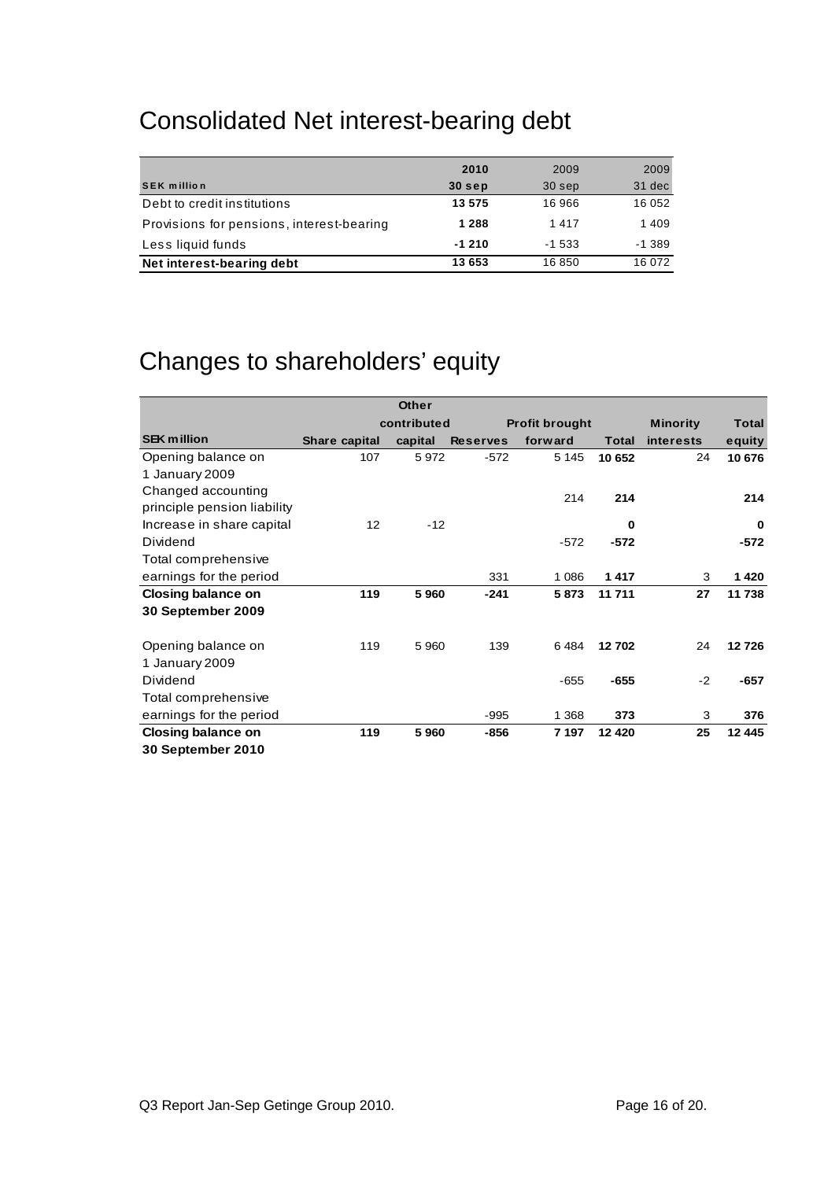# Consolidated Net interest-bearing debt

| SEK million | 2010<br>30 sep | 2009<br>30 sep | 2009<br>31 dec |
|---|---|---|---|
| Debt to credit institutions | **13 575** | 16 966 | 16 052 |
| Provisions for pensions, interest-bearing | **1 288** | 1 417 | 1 409 |
| Less liquid funds | **-1 210** | -1 533 | -1 389 |
| **Net interest-bearing debt** | **13 653** | 16 850 | 16 072 |

# Changes to shareholders' equity

| SEK million | Share capital | Other contributed capital | Reserves | Profit brought forward | Total | Minority interests | Total equity |
|---|---|---|---|---|---|---|---|
| Opening balance on 1 January 2009 | 107 | 5 972 | -572 | 5 145 | **10 652** | 24 | **10 676** |
| Changed accounting principle pension liability | | | | 214 | **214** | | **214** |
| Increase in share capital | 12 | -12 | | | **0** | | **0** |
| Dividend | | | | -572 | **-572** | | **-572** |
| Total comprehensive earnings for the period | | | 331 | 1 086 | **1 417** | 3 | **1 420** |
| **Closing balance on 30 September 2009** | **119** | **5 960** | **-241** | **5 873** | **11 711** | **27** | **11 738** |
| Opening balance on 1 January 2009 | 119 | 5 960 | 139 | 6 484 | **12 702** | 24 | **12 726** |
| Dividend | | | | -655 | **-655** | -2 | **-657** |
| Total comprehensive earnings for the period | | | -995 | 1 368 | **373** | 3 | **376** |
| **Closing balance on 30 September 2010** | **119** | **5 960** | **-856** | **7 197** | **12 420** | **25** | **12 445** |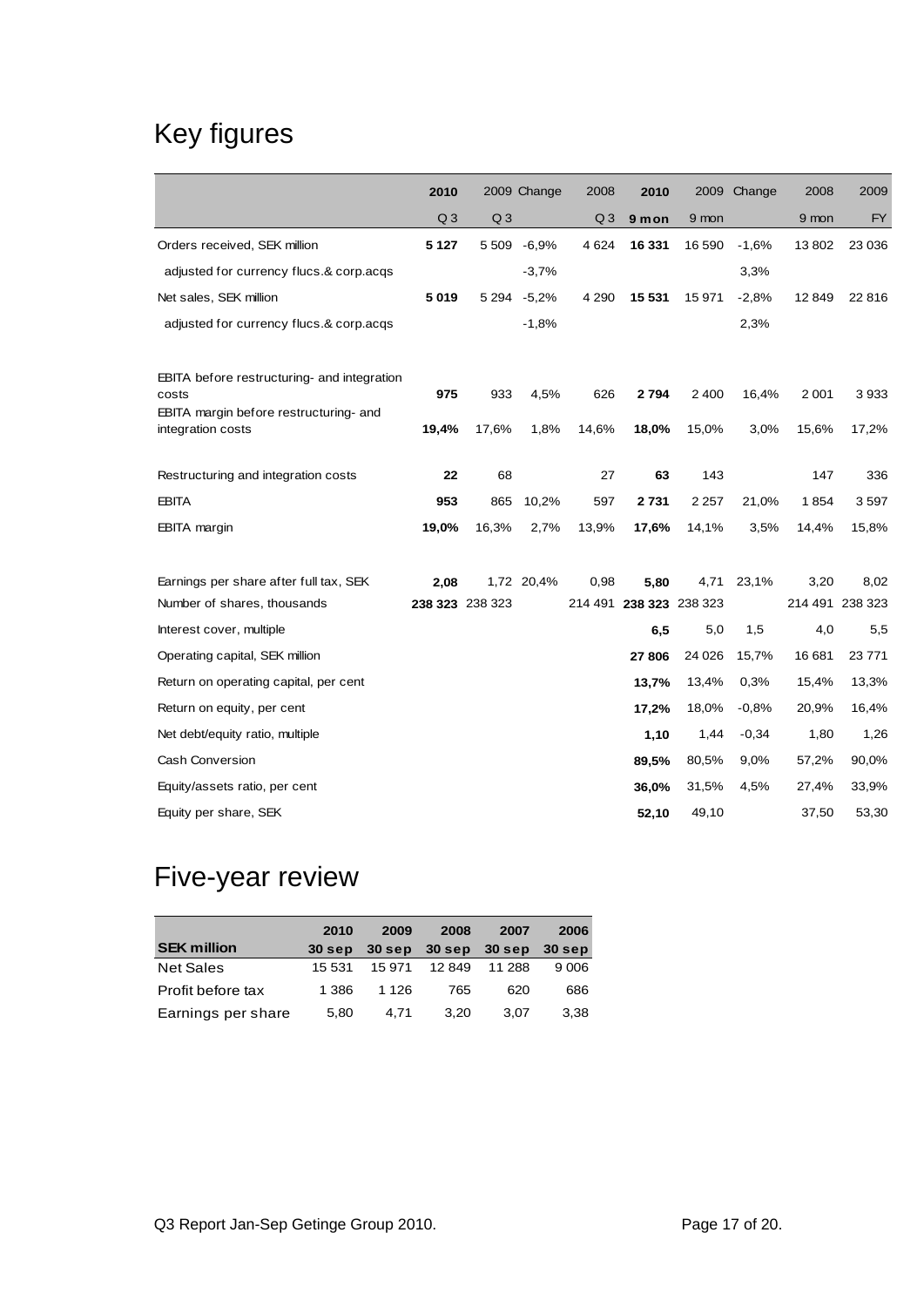# Key figures

| | 2010 | 2009 | Change | 2008 | 2010 | 2009 | Change | 2008 | 2009 |
|---|---|---|---|---|---|---|---|---|---|
| | Q 3 | Q 3 | | Q 3 | 9 mon | 9 mon | | 9 mon | FY |
| Orders received, SEK million | **5 127** | 5 509 | -6,9% | 4 624 | **16 331** | 16 590 | -1,6% | 13 802 | 23 036 |
| adjusted for currency flucs.& corp.acqs | | | -3,7% | | | | 3,3% | | |
| Net sales, SEK million | **5 019** | 5 294 | -5,2% | 4 290 | **15 531** | 15 971 | -2,8% | 12 849 | 22 816 |
| adjusted for currency flucs.& corp.acqs | | | -1,8% | | | | 2,3% | | |
| EBITA before restructuring- and integration costs | **975** | 933 | 4,5% | 626 | **2 794** | 2 400 | 16,4% | 2 001 | 3 933 |
| EBITA margin before restructuring- and integration costs | **19,4%** | 17,6% | 1,8% | 14,6% | **18,0%** | 15,0% | 3,0% | 15,6% | 17,2% |
| Restructuring and integration costs | **22** | 68 | | 27 | **63** | 143 | | 147 | 336 |
| EBITA | **953** | 865 | 10,2% | 597 | **2 731** | 2 257 | 21,0% | 1 854 | 3 597 |
| EBITA margin | **19,0%** | 16,3% | 2,7% | 13,9% | **17,6%** | 14,1% | 3,5% | 14,4% | 15,8% |
| Earnings per share after full tax, SEK | **2,08** | 1,72 | 20,4% | 0,98 | **5,80** | 4,71 | 23,1% | 3,20 | 8,02 |
| Number of shares, thousands | **238 323** | 238 323 | | 214 491 | **238 323** | 238 323 | | 214 491 | 238 323 |
| Interest cover, multiple | | | | | **6,5** | 5,0 | 1,5 | 4,0 | 5,5 |
| Operating capital, SEK million | | | | | **27 806** | 24 026 | 15,7% | 16 681 | 23 771 |
| Return on operating capital, per cent | | | | | **13,7%** | 13,4% | 0,3% | 15,4% | 13,3% |
| Return on equity, per cent | | | | | **17,2%** | 18,0% | -0,8% | 20,9% | 16,4% |
| Net debt/equity ratio, multiple | | | | | **1,10** | 1,44 | -0,34 | 1,80 | 1,26 |
| Cash Conversion | | | | | **89,5%** | 80,5% | 9,0% | 57,2% | 90,0% |
| Equity/assets ratio, per cent | | | | | **36,0%** | 31,5% | 4,5% | 27,4% | 33,9% |
| Equity per share, SEK | | | | | **52,10** | 49,10 | | 37,50 | 53,30 |

# Five-year review

| **SEK million** | 2010 30 sep | 2009 30 sep | 2008 30 sep | 2007 30 sep | 2006 30 sep |
|---|---|---|---|---|---|
| Net Sales | 15 531 | 15 971 | 12 849 | 11 288 | 9 006 |
| Profit before tax | 1 386 | 1 126 | 765 | 620 | 686 |
| Earnings per share | 5,80 | 4,71 | 3,20 | 3,07 | 3,38 |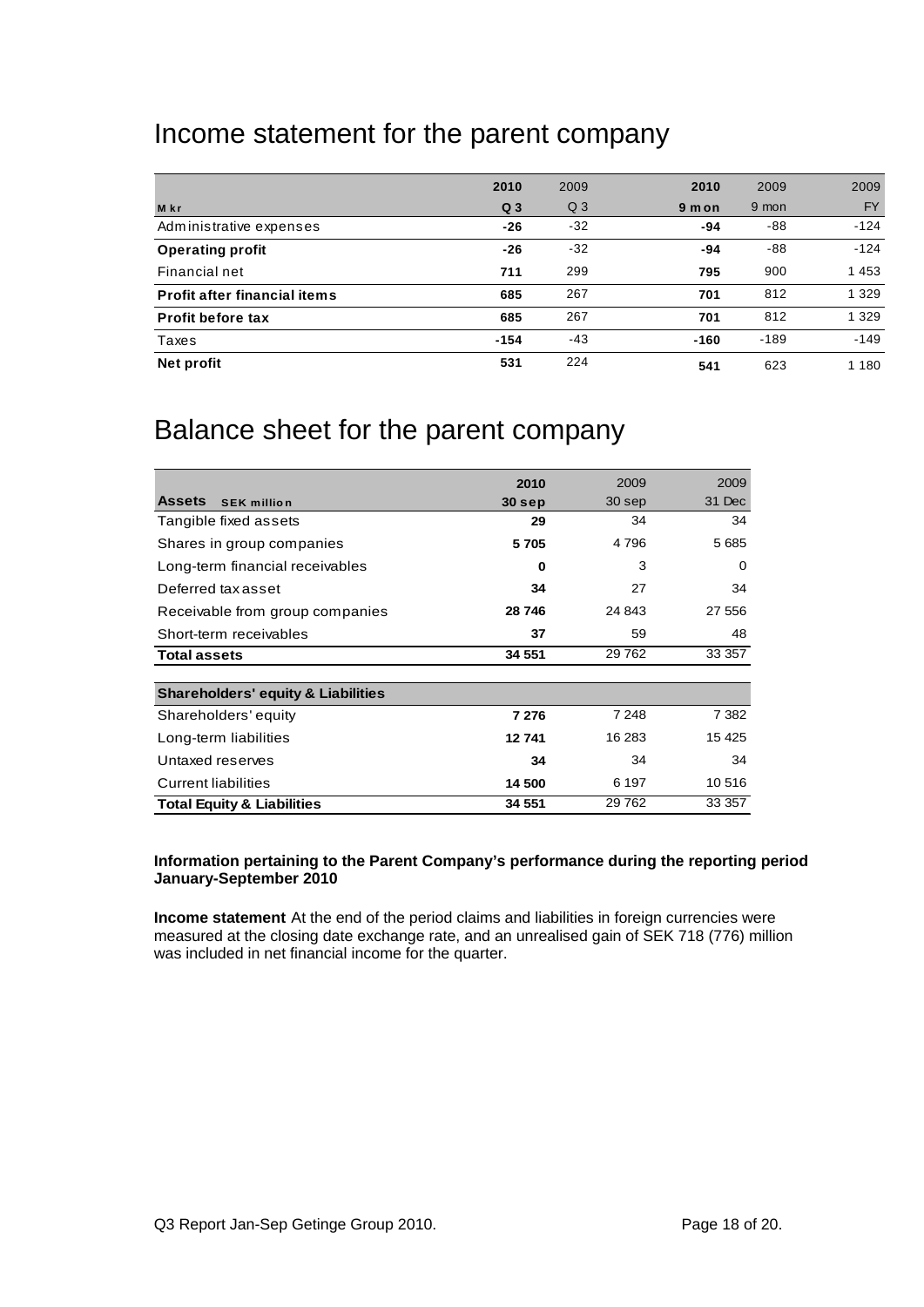# Income statement for the parent company

| M kr | 2010 Q 3 | 2009 Q 3 | 2010 9 mon | 2009 9 mon | 2009 FY |
|---|---|---|---|---|---|
| Administrative expenses | **-26** | -32 | **-94** | -88 | -124 |
| **Operating profit** | **-26** | -32 | **-94** | -88 | -124 |
| Financial net | **711** | 299 | **795** | 900 | 1 453 |
| **Profit after financial items** | **685** | 267 | **701** | 812 | 1 329 |
| **Profit before tax** | **685** | 267 | **701** | 812 | 1 329 |
| Taxes | **-154** | -43 | **-160** | -189 | -149 |
| **Net profit** | **531** | 224 | **541** | 623 | 1 180 |

# Balance sheet for the parent company

| **Assets** SEK million | 2010 30 sep | 2009 30 sep | 2009 31 Dec |
|---|---|---|---|
| Tangible fixed assets | **29** | 34 | 34 |
| Shares in group companies | **5 705** | 4 796 | 5 685 |
| Long-term financial receivables | **0** | 3 | 0 |
| Deferred tax asset | **34** | 27 | 34 |
| Receivable from group companies | **28 746** | 24 843 | 27 556 |
| Short-term receivables | **37** | 59 | 48 |
| **Total assets** | **34 551** | 29 762 | 33 357 |
| **Shareholders' equity & Liabilities** | | | |
| Shareholders' equity | **7 276** | 7 248 | 7 382 |
| Long-term liabilities | **12 741** | 16 283 | 15 425 |
| Untaxed reserves | **34** | 34 | 34 |
| Current liabilities | **14 500** | 6 197 | 10 516 |
| **Total Equity & Liabilities** | **34 551** | 29 762 | 33 357 |

**Information pertaining to the Parent Company's performance during the reporting period January-September 2010**

**Income statement** At the end of the period claims and liabilities in foreign currencies were measured at the closing date exchange rate, and an unrealised gain of SEK 718 (776) million was included in net financial income for the quarter.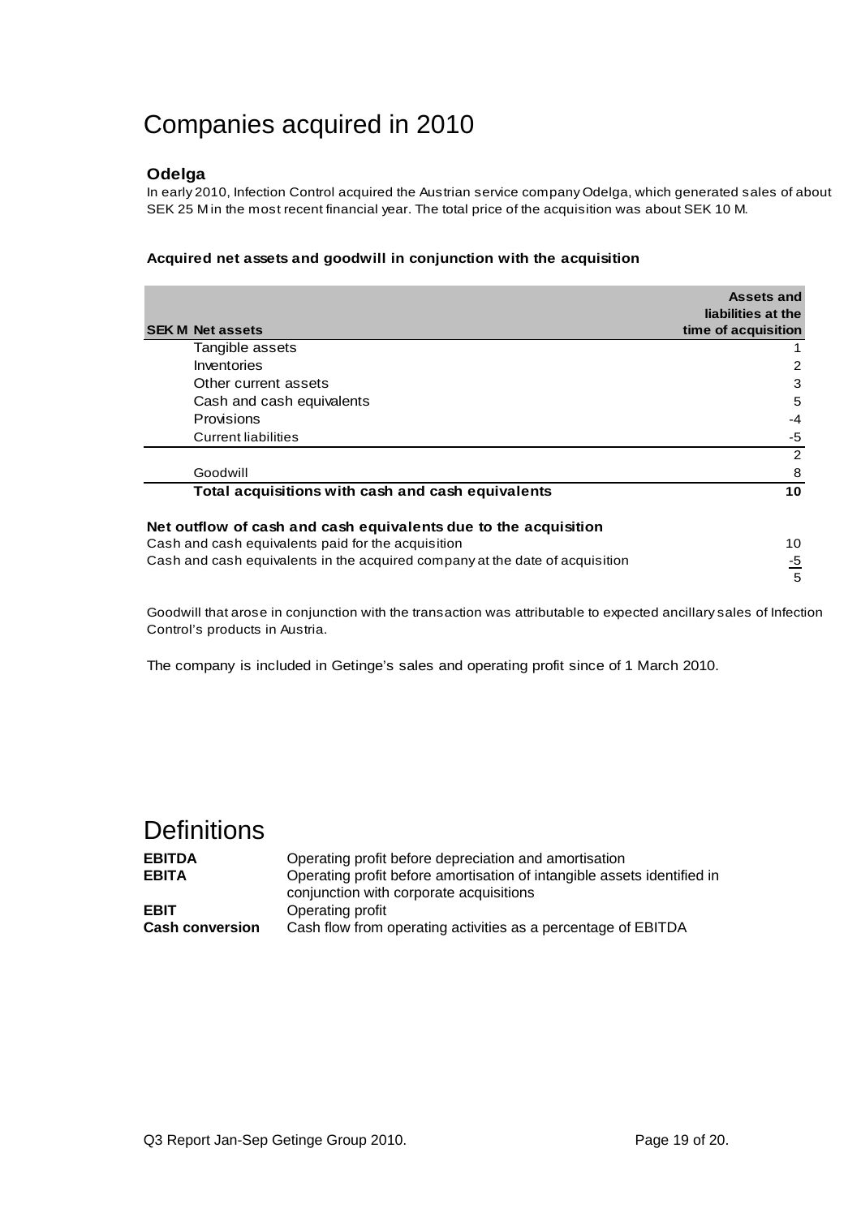# Companies acquired in 2010

### Odelga

In early 2010, Infection Control acquired the Austrian service company Odelga, which generated sales of about SEK 25 M in the most recent financial year. The total price of the acquisition was about SEK 10 M.

**Acquired net assets and goodwill in conjunction with the acquisition**

| SEK M | Net assets | Assets and liabilities at the time of acquisition |
|---|---|---|
| | Tangible assets | 1 |
| | Inventories | 2 |
| | Other current assets | 3 |
| | Cash and cash equivalents | 5 |
| | Provisions | -4 |
| | Current liabilities | -5 |
| | | 2 |
| | Goodwill | 8 |
| | **Total acquisitions with cash and cash equivalents** | **10** |

**Net outflow of cash and cash equivalents due to the acquisition**

| | |
|---|---|
| Cash and cash equivalents paid for the acquisition | 10 |
| Cash and cash equivalents in the acquired company at the date of acquisition | -5 |
| | 5 |

Goodwill that arose in conjunction with the transaction was attributable to expected ancillary sales of Infection Control's products in Austria.

The company is included in Getinge's sales and operating profit since of 1 March 2010.

# Definitions

| | |
|---|---|
| **EBITDA** | Operating profit before depreciation and amortisation |
| **EBITA** | Operating profit before amortisation of intangible assets identified in conjunction with corporate acquisitions |
| **EBIT** | Operating profit |
| **Cash conversion** | Cash flow from operating activities as a percentage of EBITDA |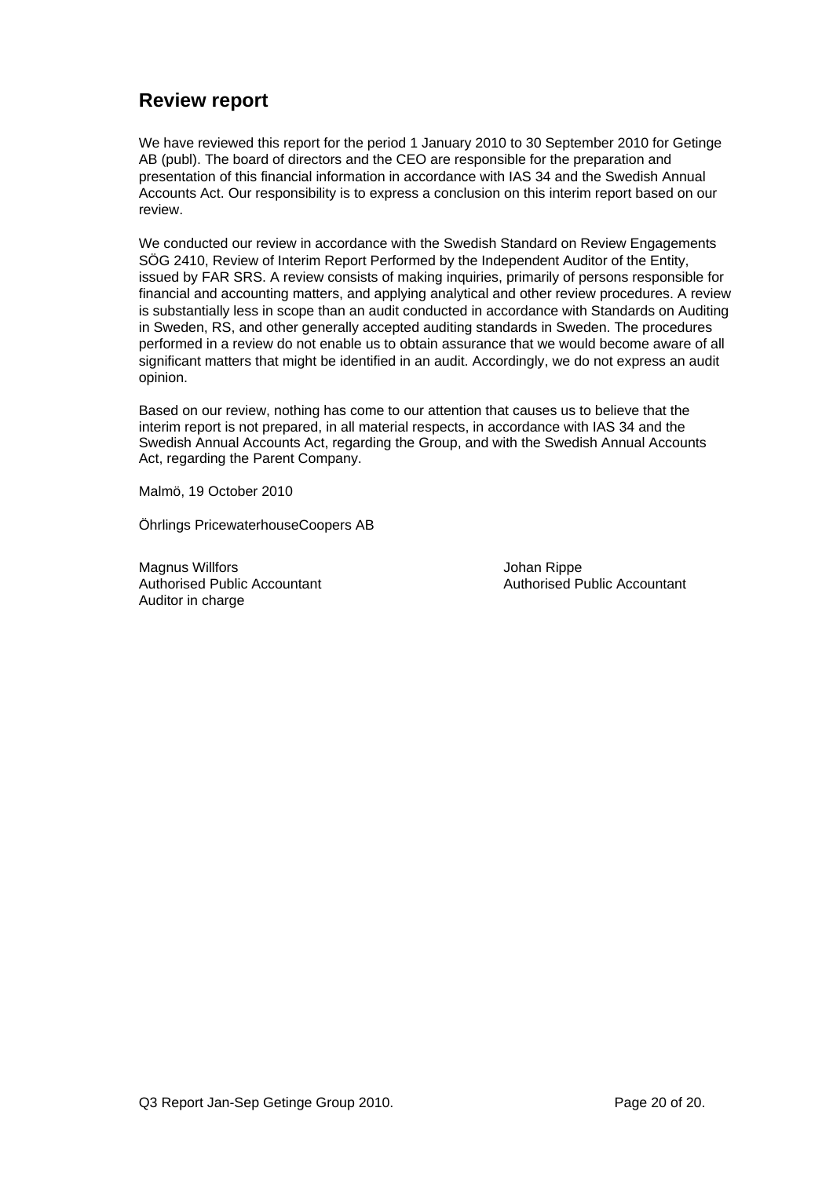## Review report

We have reviewed this report for the period 1 January 2010 to 30 September 2010 for Getinge AB (publ). The board of directors and the CEO are responsible for the preparation and presentation of this financial information in accordance with IAS 34 and the Swedish Annual Accounts Act. Our responsibility is to express a conclusion on this interim report based on our review.

We conducted our review in accordance with the Swedish Standard on Review Engagements SÖG 2410, Review of Interim Report Performed by the Independent Auditor of the Entity, issued by FAR SRS. A review consists of making inquiries, primarily of persons responsible for financial and accounting matters, and applying analytical and other review procedures. A review is substantially less in scope than an audit conducted in accordance with Standards on Auditing in Sweden, RS, and other generally accepted auditing standards in Sweden. The procedures performed in a review do not enable us to obtain assurance that we would become aware of all significant matters that might be identified in an audit. Accordingly, we do not express an audit opinion.

Based on our review, nothing has come to our attention that causes us to believe that the interim report is not prepared, in all material respects, in accordance with IAS 34 and the Swedish Annual Accounts Act, regarding the Group, and with the Swedish Annual Accounts Act, regarding the Parent Company.

Malmö, 19 October 2010

Öhrlings PricewaterhouseCoopers AB

Magnus Willfors
Authorised Public Accountant
Auditor in charge

Johan Rippe
Authorised Public Accountant